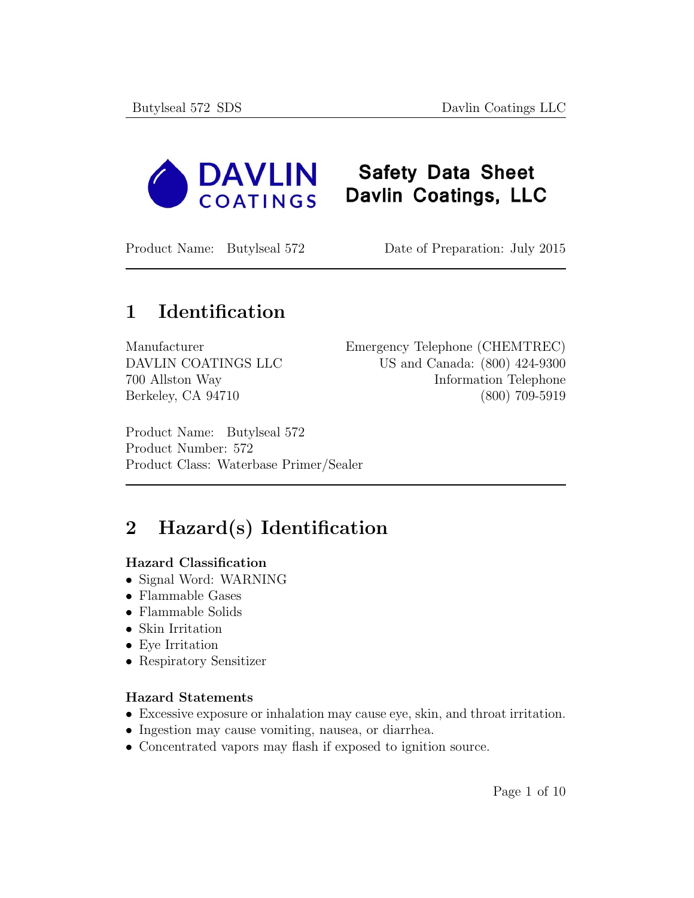# Safety Data Sheet
# Davlin Coatings, LLC

Product Name: Butylseal 572 Date of Preparation: July 2015

## 1 Identification

Manufacturer
DAVLIN COATINGS LLC
700 Allston Way
Berkeley, CA 94710

Emergency Telephone (CHEMTREC)
US and Canada: (800) 424-9300
Information Telephone
(800) 709-5919

Product Name: Butylseal 572
Product Number: 572
Product Class: Waterbase Primer/Sealer

## 2 Hazard(s) Identification

**Hazard Classification**

- Signal Word: WARNING
- Flammable Gases
- Flammable Solids
- Skin Irritation
- Eye Irritation
- Respiratory Sensitizer

**Hazard Statements**

- Excessive exposure or inhalation may cause eye, skin, and throat irritation.
- Ingestion may cause vomiting, nausea, or diarrhea.
- Concentrated vapors may flash if exposed to ignition source.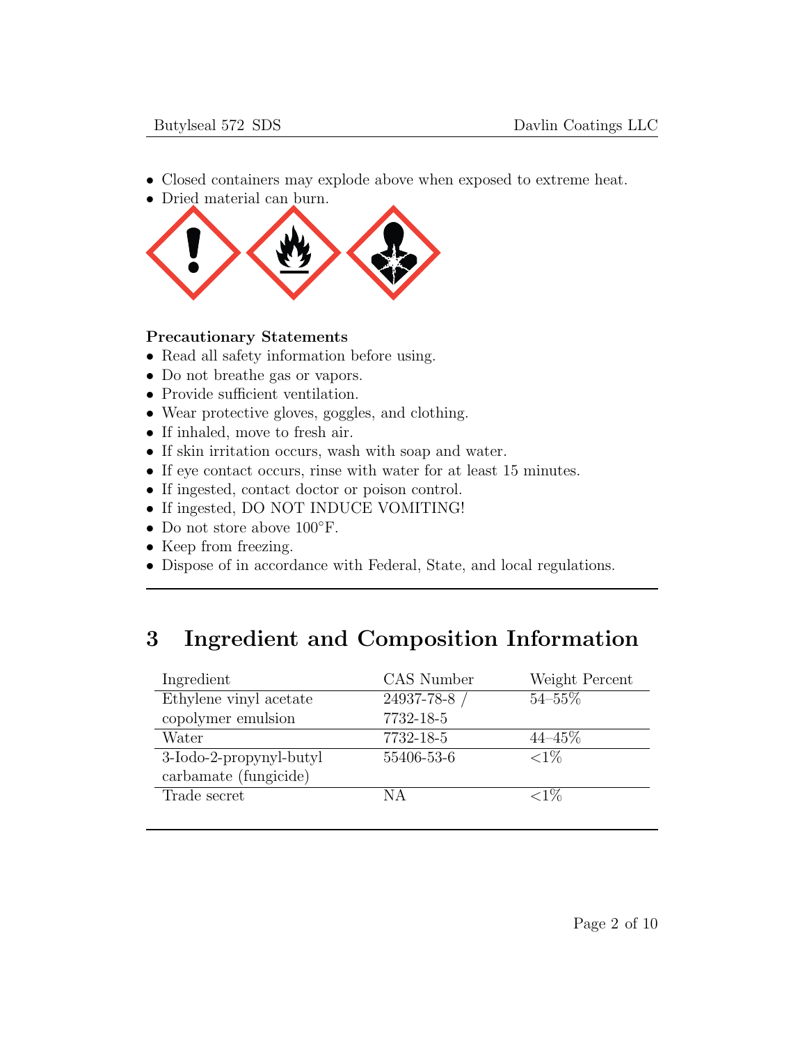- Closed containers may explode above when exposed to extreme heat.
- Dried material can burn.

**Precautionary Statements**

- Read all safety information before using.
- Do not breathe gas or vapors.
- Provide sufficient ventilation.
- Wear protective gloves, goggles, and clothing.
- If inhaled, move to fresh air.
- If skin irritation occurs, wash with soap and water.
- If eye contact occurs, rinse with water for at least 15 minutes.
- If ingested, contact doctor or poison control.
- If ingested, DO NOT INDUCE VOMITING!
- Do not store above 100°F.
- Keep from freezing.
- Dispose of in accordance with Federal, State, and local regulations.

# 3 Ingredient and Composition Information

| Ingredient | CAS Number | Weight Percent |
|---|---|---|
| Ethylene vinyl acetate copolymer emulsion | 24937-78-8 / 7732-18-5 | 54–55% |
| Water | 7732-18-5 | 44–45% |
| 3-Iodo-2-propynyl-butyl carbamate (fungicide) | 55406-53-6 | <1% |
| Trade secret | NA | <1% |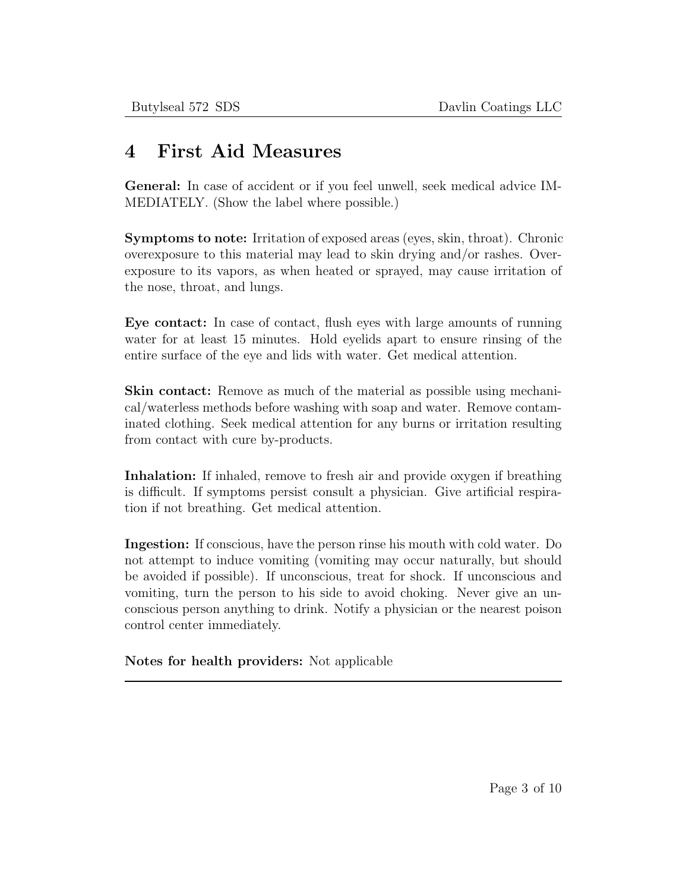# 4 First Aid Measures

**General:** In case of accident or if you feel unwell, seek medical advice IMMEDIATELY. (Show the label where possible.)

**Symptoms to note:** Irritation of exposed areas (eyes, skin, throat). Chronic overexposure to this material may lead to skin drying and/or rashes. Overexposure to its vapors, as when heated or sprayed, may cause irritation of the nose, throat, and lungs.

**Eye contact:** In case of contact, flush eyes with large amounts of running water for at least 15 minutes. Hold eyelids apart to ensure rinsing of the entire surface of the eye and lids with water. Get medical attention.

**Skin contact:** Remove as much of the material as possible using mechanical/waterless methods before washing with soap and water. Remove contaminated clothing. Seek medical attention for any burns or irritation resulting from contact with cure by-products.

**Inhalation:** If inhaled, remove to fresh air and provide oxygen if breathing is difficult. If symptoms persist consult a physician. Give artificial respiration if not breathing. Get medical attention.

**Ingestion:** If conscious, have the person rinse his mouth with cold water. Do not attempt to induce vomiting (vomiting may occur naturally, but should be avoided if possible). If unconscious, treat for shock. If unconscious and vomiting, turn the person to his side to avoid choking. Never give an unconscious person anything to drink. Notify a physician or the nearest poison control center immediately.

**Notes for health providers:** Not applicable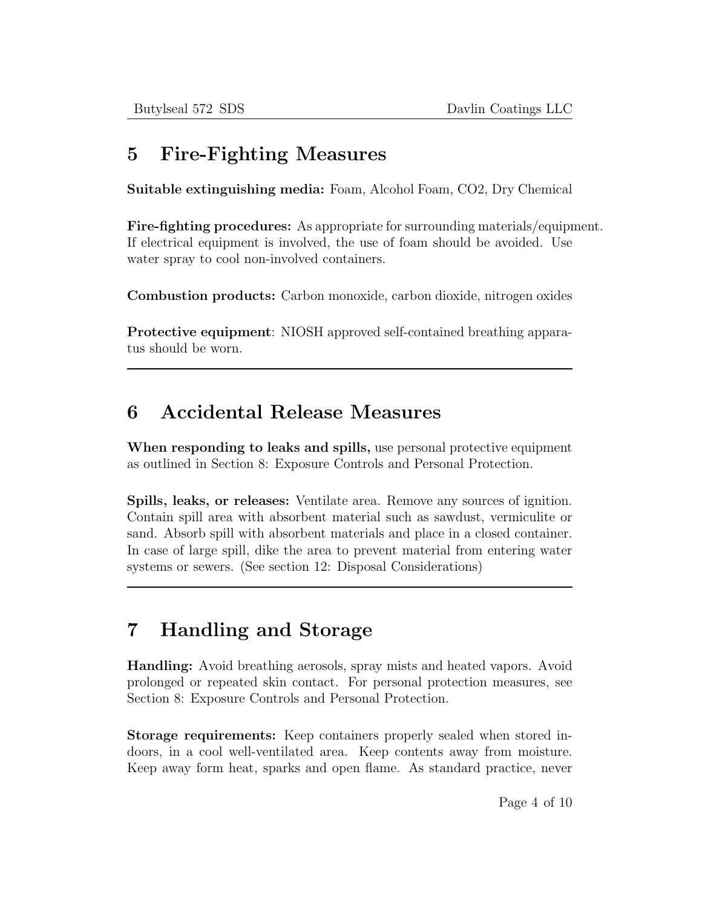## 5 Fire-Fighting Measures

**Suitable extinguishing media:** Foam, Alcohol Foam, CO2, Dry Chemical

**Fire-fighting procedures:** As appropriate for surrounding materials/equipment. If electrical equipment is involved, the use of foam should be avoided. Use water spray to cool non-involved containers.

**Combustion products:** Carbon monoxide, carbon dioxide, nitrogen oxides

**Protective equipment**: NIOSH approved self-contained breathing apparatus should be worn.

---

## 6 Accidental Release Measures

**When responding to leaks and spills,** use personal protective equipment as outlined in Section 8: Exposure Controls and Personal Protection.

**Spills, leaks, or releases:** Ventilate area. Remove any sources of ignition. Contain spill area with absorbent material such as sawdust, vermiculite or sand. Absorb spill with absorbent materials and place in a closed container. In case of large spill, dike the area to prevent material from entering water systems or sewers. (See section 12: Disposal Considerations)

---

## 7 Handling and Storage

**Handling:** Avoid breathing aerosols, spray mists and heated vapors. Avoid prolonged or repeated skin contact. For personal protection measures, see Section 8: Exposure Controls and Personal Protection.

**Storage requirements:** Keep containers properly sealed when stored indoors, in a cool well-ventilated area. Keep contents away from moisture. Keep away form heat, sparks and open flame. As standard practice, never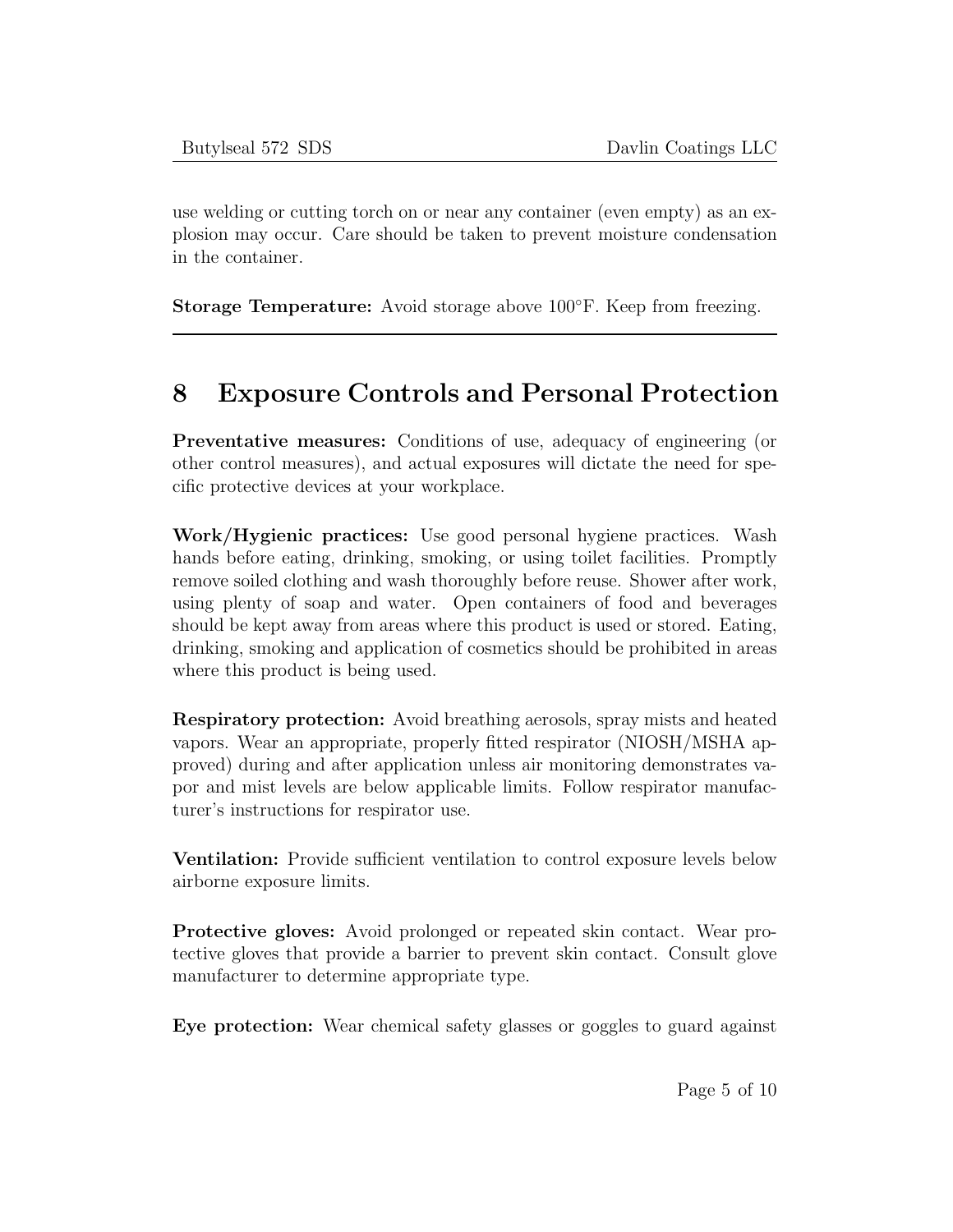use welding or cutting torch on or near any container (even empty) as an explosion may occur. Care should be taken to prevent moisture condensation in the container.

**Storage Temperature:** Avoid storage above 100°F. Keep from freezing.

---

## 8 Exposure Controls and Personal Protection

**Preventative measures:** Conditions of use, adequacy of engineering (or other control measures), and actual exposures will dictate the need for specific protective devices at your workplace.

**Work/Hygienic practices:** Use good personal hygiene practices. Wash hands before eating, drinking, smoking, or using toilet facilities. Promptly remove soiled clothing and wash thoroughly before reuse. Shower after work, using plenty of soap and water. Open containers of food and beverages should be kept away from areas where this product is used or stored. Eating, drinking, smoking and application of cosmetics should be prohibited in areas where this product is being used.

**Respiratory protection:** Avoid breathing aerosols, spray mists and heated vapors. Wear an appropriate, properly fitted respirator (NIOSH/MSHA approved) during and after application unless air monitoring demonstrates vapor and mist levels are below applicable limits. Follow respirator manufacturer's instructions for respirator use.

**Ventilation:** Provide sufficient ventilation to control exposure levels below airborne exposure limits.

**Protective gloves:** Avoid prolonged or repeated skin contact. Wear protective gloves that provide a barrier to prevent skin contact. Consult glove manufacturer to determine appropriate type.

**Eye protection:** Wear chemical safety glasses or goggles to guard against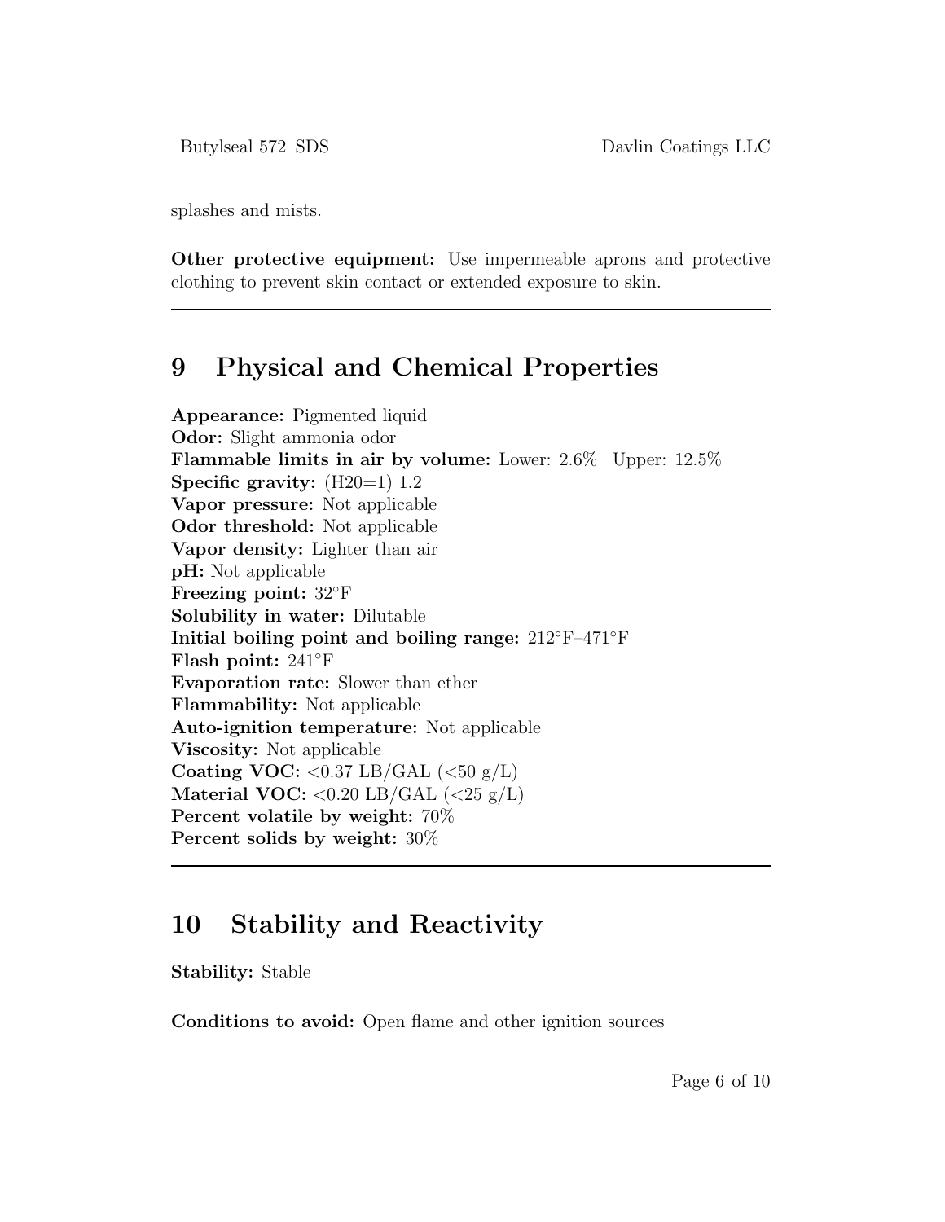splashes and mists.

**Other protective equipment:** Use impermeable aprons and protective clothing to prevent skin contact or extended exposure to skin.

---

## 9 Physical and Chemical Properties

**Appearance:** Pigmented liquid
**Odor:** Slight ammonia odor
**Flammable limits in air by volume:** Lower: 2.6% Upper: 12.5%
**Specific gravity:** (H20=1) 1.2
**Vapor pressure:** Not applicable
**Odor threshold:** Not applicable
**Vapor density:** Lighter than air
**pH:** Not applicable
**Freezing point:** 32°F
**Solubility in water:** Dilutable
**Initial boiling point and boiling range:** 212°F–471°F
**Flash point:** 241°F
**Evaporation rate:** Slower than ether
**Flammability:** Not applicable
**Auto-ignition temperature:** Not applicable
**Viscosity:** Not applicable
**Coating VOC:** <0.37 LB/GAL (<50 g/L)
**Material VOC:** <0.20 LB/GAL (<25 g/L)
**Percent volatile by weight:** 70%
**Percent solids by weight:** 30%

---

## 10 Stability and Reactivity

**Stability:** Stable

**Conditions to avoid:** Open flame and other ignition sources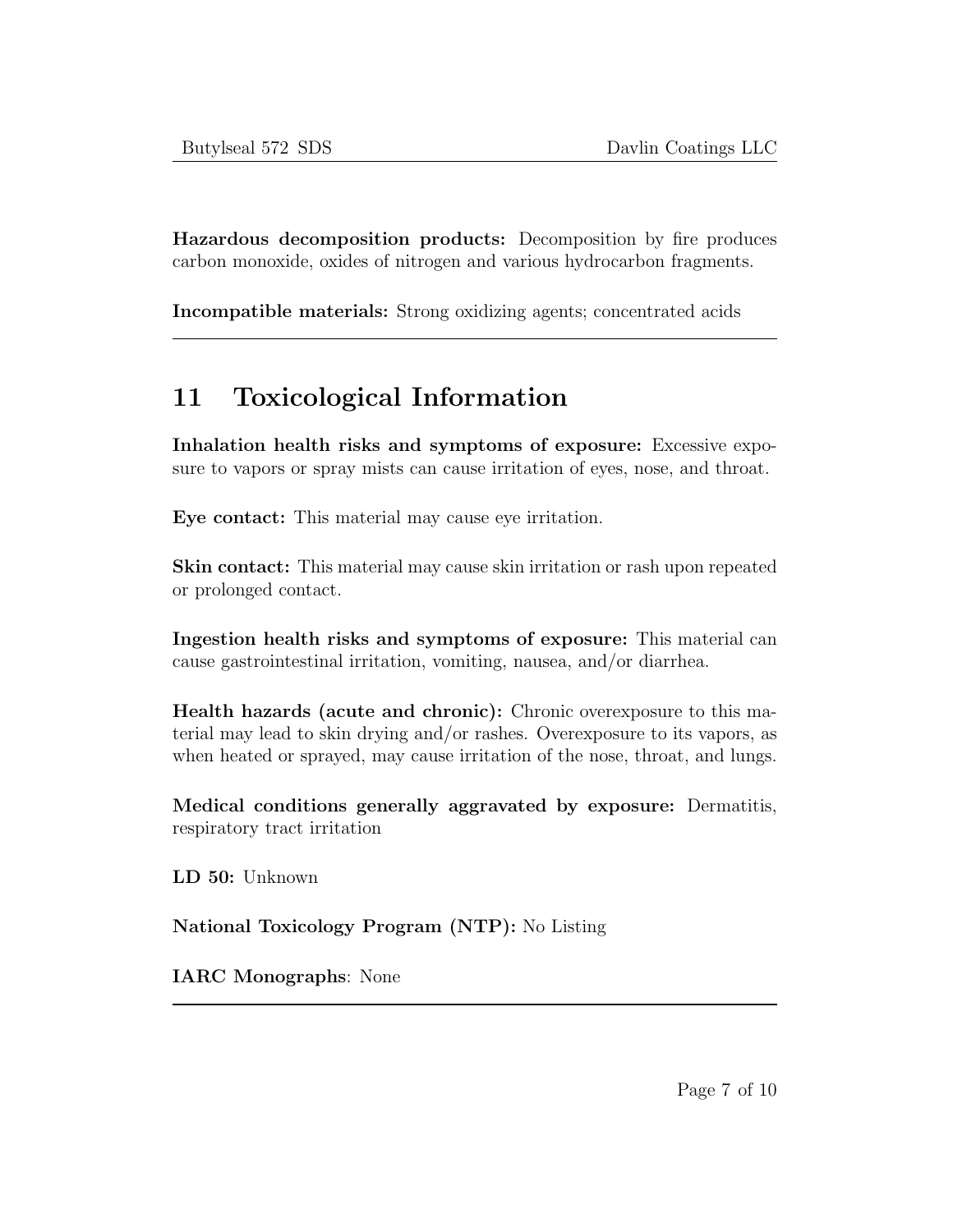**Hazardous decomposition products:** Decomposition by fire produces carbon monoxide, oxides of nitrogen and various hydrocarbon fragments.

**Incompatible materials:** Strong oxidizing agents; concentrated acids

---

# 11 Toxicological Information

**Inhalation health risks and symptoms of exposure:** Excessive exposure to vapors or spray mists can cause irritation of eyes, nose, and throat.

**Eye contact:** This material may cause eye irritation.

**Skin contact:** This material may cause skin irritation or rash upon repeated or prolonged contact.

**Ingestion health risks and symptoms of exposure:** This material can cause gastrointestinal irritation, vomiting, nausea, and/or diarrhea.

**Health hazards (acute and chronic):** Chronic overexposure to this material may lead to skin drying and/or rashes. Overexposure to its vapors, as when heated or sprayed, may cause irritation of the nose, throat, and lungs.

**Medical conditions generally aggravated by exposure:** Dermatitis, respiratory tract irritation

**LD 50:** Unknown

**National Toxicology Program (NTP):** No Listing

**IARC Monographs**: None

---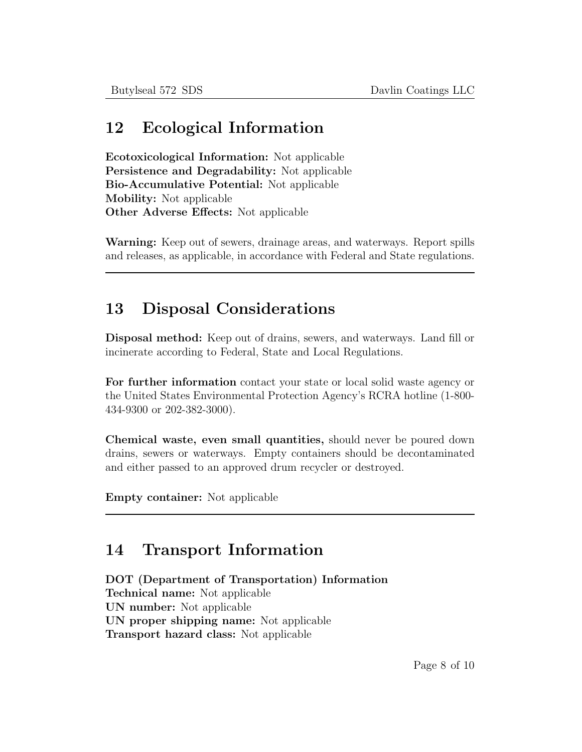## 12 Ecological Information

**Ecotoxicological Information:** Not applicable
**Persistence and Degradability:** Not applicable
**Bio-Accumulative Potential:** Not applicable
**Mobility:** Not applicable
**Other Adverse Effects:** Not applicable

**Warning:** Keep out of sewers, drainage areas, and waterways. Report spills and releases, as applicable, in accordance with Federal and State regulations.

---

## 13 Disposal Considerations

**Disposal method:** Keep out of drains, sewers, and waterways. Land fill or incinerate according to Federal, State and Local Regulations.

**For further information** contact your state or local solid waste agency or the United States Environmental Protection Agency's RCRA hotline (1-800-434-9300 or 202-382-3000).

**Chemical waste, even small quantities,** should never be poured down drains, sewers or waterways. Empty containers should be decontaminated and either passed to an approved drum recycler or destroyed.

**Empty container:** Not applicable

---

## 14 Transport Information

**DOT (Department of Transportation) Information**
**Technical name:** Not applicable
**UN number:** Not applicable
**UN proper shipping name:** Not applicable
**Transport hazard class:** Not applicable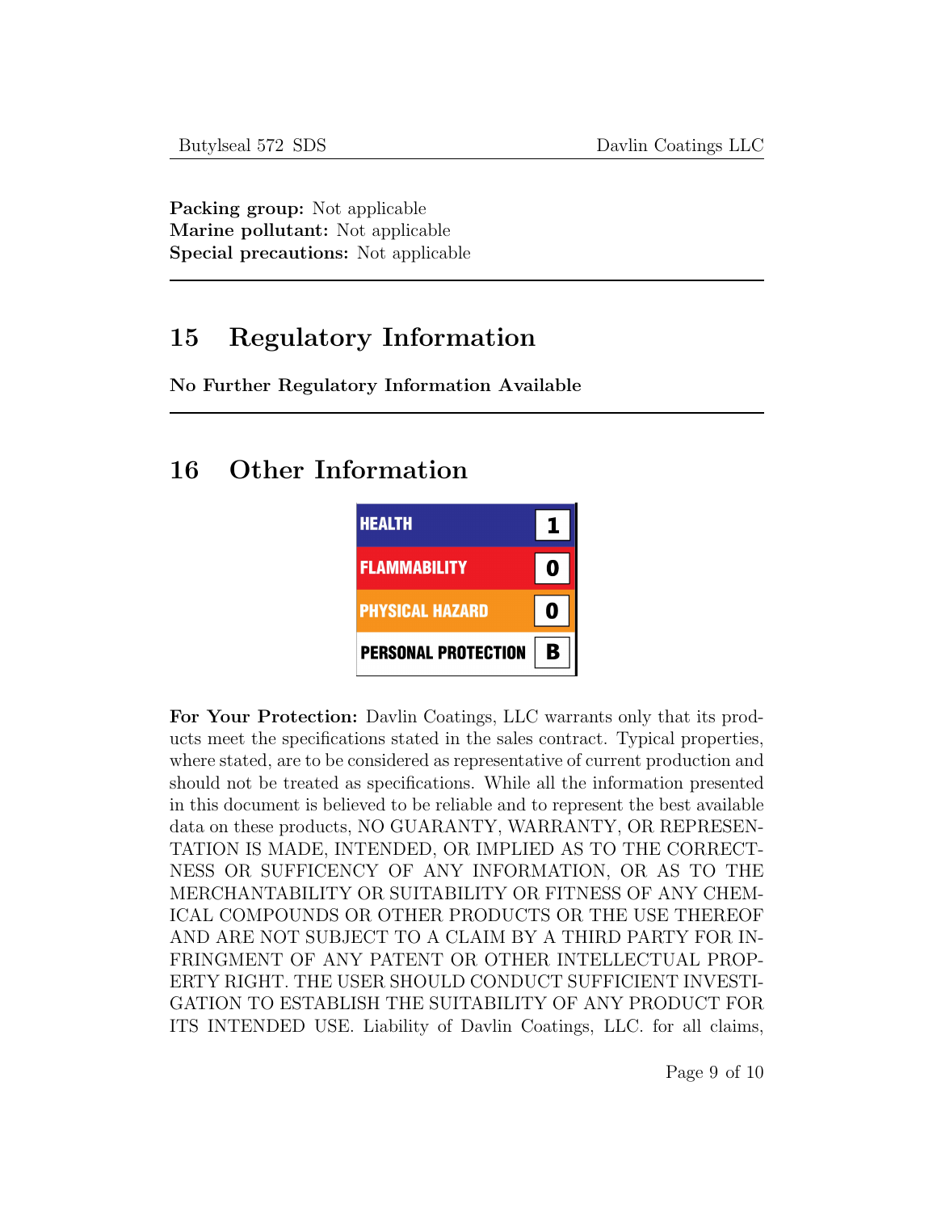**Packing group:** Not applicable
**Marine pollutant:** Not applicable
**Special precautions:** Not applicable

## 15 Regulatory Information

**No Further Regulatory Information Available**

## 16 Other Information

| HEALTH | 1 |
|---|---|
| FLAMMABILITY | 0 |
| PHYSICAL HAZARD | 0 |
| PERSONAL PROTECTION | B |

**For Your Protection:** Davlin Coatings, LLC warrants only that its products meet the specifications stated in the sales contract. Typical properties, where stated, are to be considered as representative of current production and should not be treated as specifications. While all the information presented in this document is believed to be reliable and to represent the best available data on these products, NO GUARANTY, WARRANTY, OR REPRESENTATION IS MADE, INTENDED, OR IMPLIED AS TO THE CORRECTNESS OR SUFFICENCY OF ANY INFORMATION, OR AS TO THE MERCHANTABILITY OR SUITABILITY OR FITNESS OF ANY CHEMICAL COMPOUNDS OR OTHER PRODUCTS OR THE USE THEREOF AND ARE NOT SUBJECT TO A CLAIM BY A THIRD PARTY FOR INFRINGMENT OF ANY PATENT OR OTHER INTELLECTUAL PROPERTY RIGHT. THE USER SHOULD CONDUCT SUFFICIENT INVESTIGATION TO ESTABLISH THE SUITABILITY OF ANY PRODUCT FOR ITS INTENDED USE. Liability of Davlin Coatings, LLC. for all claims,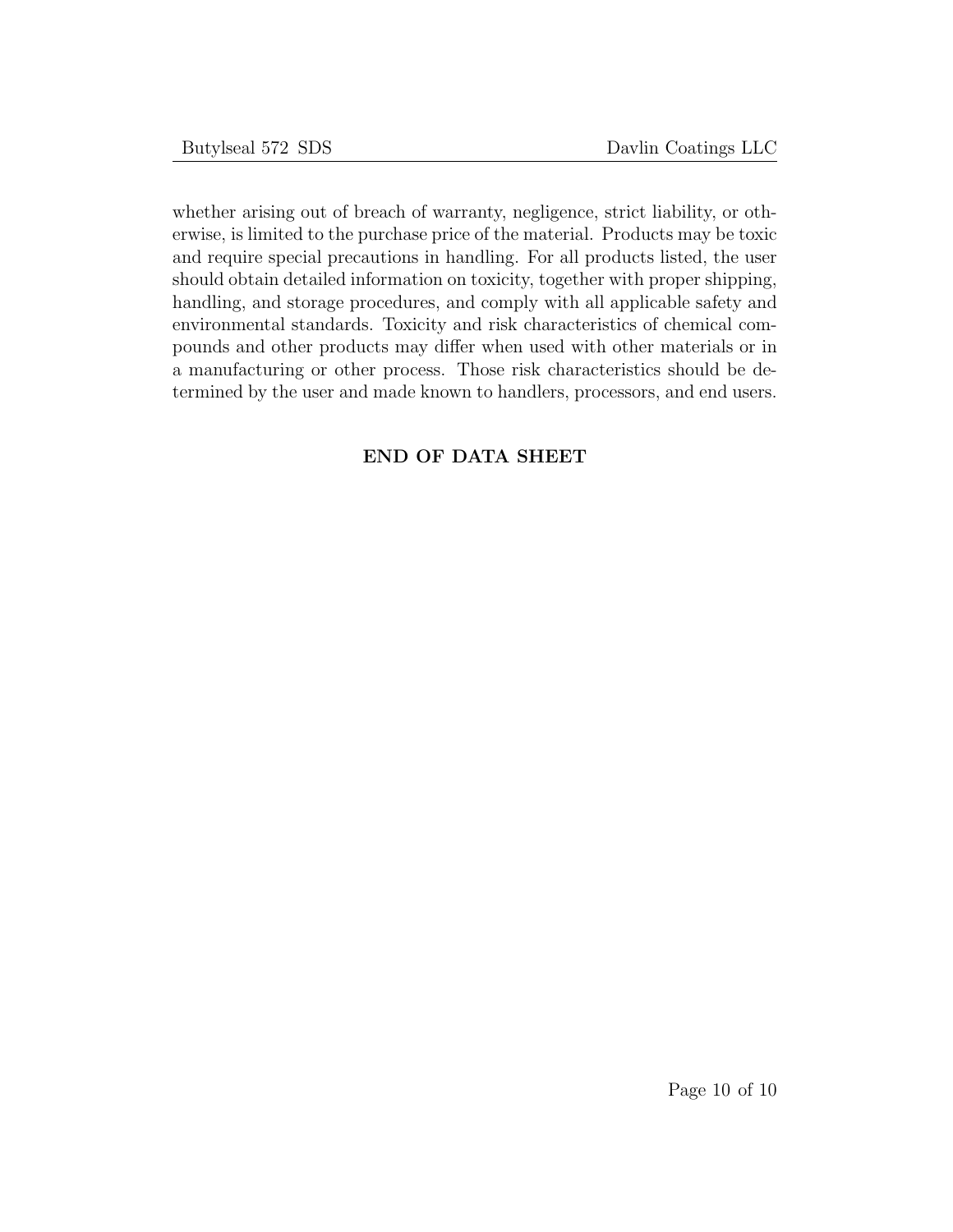whether arising out of breach of warranty, negligence, strict liability, or otherwise, is limited to the purchase price of the material. Products may be toxic and require special precautions in handling. For all products listed, the user should obtain detailed information on toxicity, together with proper shipping, handling, and storage procedures, and comply with all applicable safety and environmental standards. Toxicity and risk characteristics of chemical compounds and other products may differ when used with other materials or in a manufacturing or other process. Those risk characteristics should be determined by the user and made known to handlers, processors, and end users.

**END OF DATA SHEET**